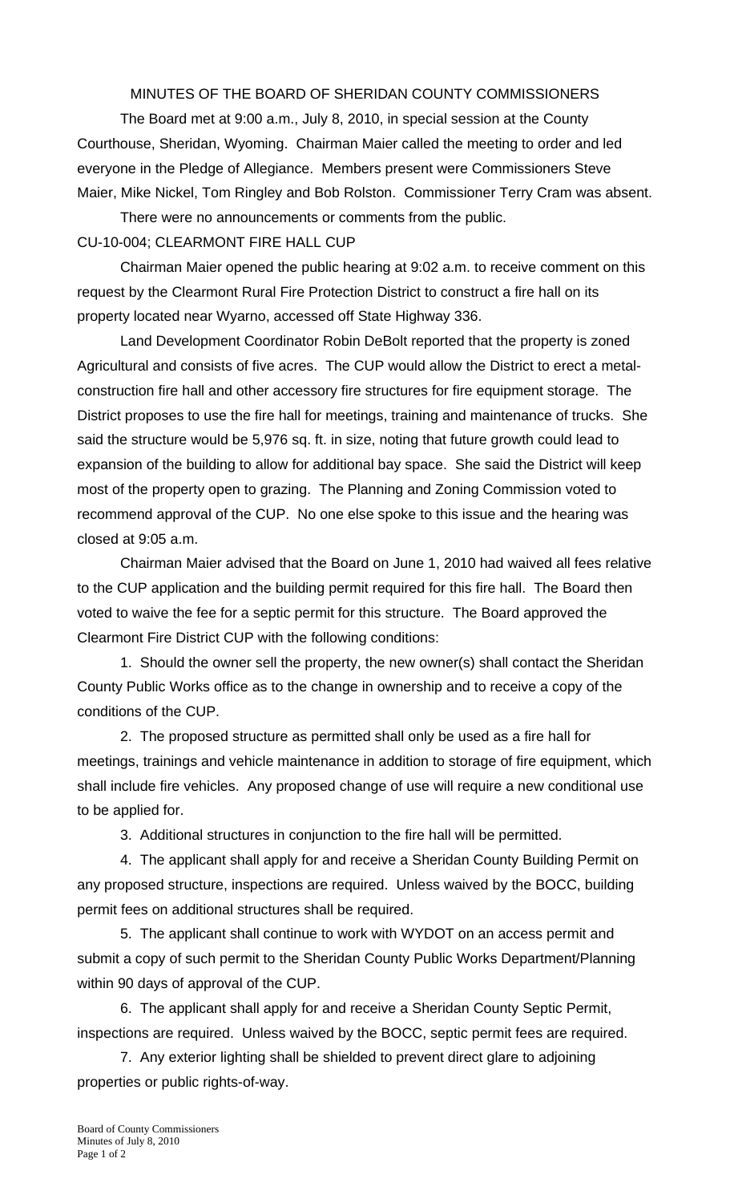# MINUTES OF THE BOARD OF SHERIDAN COUNTY COMMISSIONERS

The Board met at 9:00 a.m., July 8, 2010, in special session at the County Courthouse, Sheridan, Wyoming. Chairman Maier called the meeting to order and led everyone in the Pledge of Allegiance. Members present were Commissioners Steve Maier, Mike Nickel, Tom Ringley and Bob Rolston. Commissioner Terry Cram was absent.

There were no announcements or comments from the public.

## CU-10-004; CLEARMONT FIRE HALL CUP

Chairman Maier opened the public hearing at 9:02 a.m. to receive comment on this request by the Clearmont Rural Fire Protection District to construct a fire hall on its property located near Wyarno, accessed off State Highway 336.

Land Development Coordinator Robin DeBolt reported that the property is zoned Agricultural and consists of five acres. The CUP would allow the District to erect a metal-construction fire hall and other accessory fire structures for fire equipment storage. The District proposes to use the fire hall for meetings, training and maintenance of trucks. She said the structure would be 5,976 sq. ft. in size, noting that future growth could lead to expansion of the building to allow for additional bay space. She said the District will keep most of the property open to grazing. The Planning and Zoning Commission voted to recommend approval of the CUP. No one else spoke to this issue and the hearing was closed at 9:05 a.m.

Chairman Maier advised that the Board on June 1, 2010 had waived all fees relative to the CUP application and the building permit required for this fire hall. The Board then voted to waive the fee for a septic permit for this structure. The Board approved the Clearmont Fire District CUP with the following conditions:

1. Should the owner sell the property, the new owner(s) shall contact the Sheridan County Public Works office as to the change in ownership and to receive a copy of the conditions of the CUP.

2. The proposed structure as permitted shall only be used as a fire hall for meetings, trainings and vehicle maintenance in addition to storage of fire equipment, which shall include fire vehicles. Any proposed change of use will require a new conditional use to be applied for.

3. Additional structures in conjunction to the fire hall will be permitted.

4. The applicant shall apply for and receive a Sheridan County Building Permit on any proposed structure, inspections are required. Unless waived by the BOCC, building permit fees on additional structures shall be required.

5. The applicant shall continue to work with WYDOT on an access permit and submit a copy of such permit to the Sheridan County Public Works Department/Planning within 90 days of approval of the CUP.

6. The applicant shall apply for and receive a Sheridan County Septic Permit, inspections are required. Unless waived by the BOCC, septic permit fees are required.

7. Any exterior lighting shall be shielded to prevent direct glare to adjoining properties or public rights-of-way.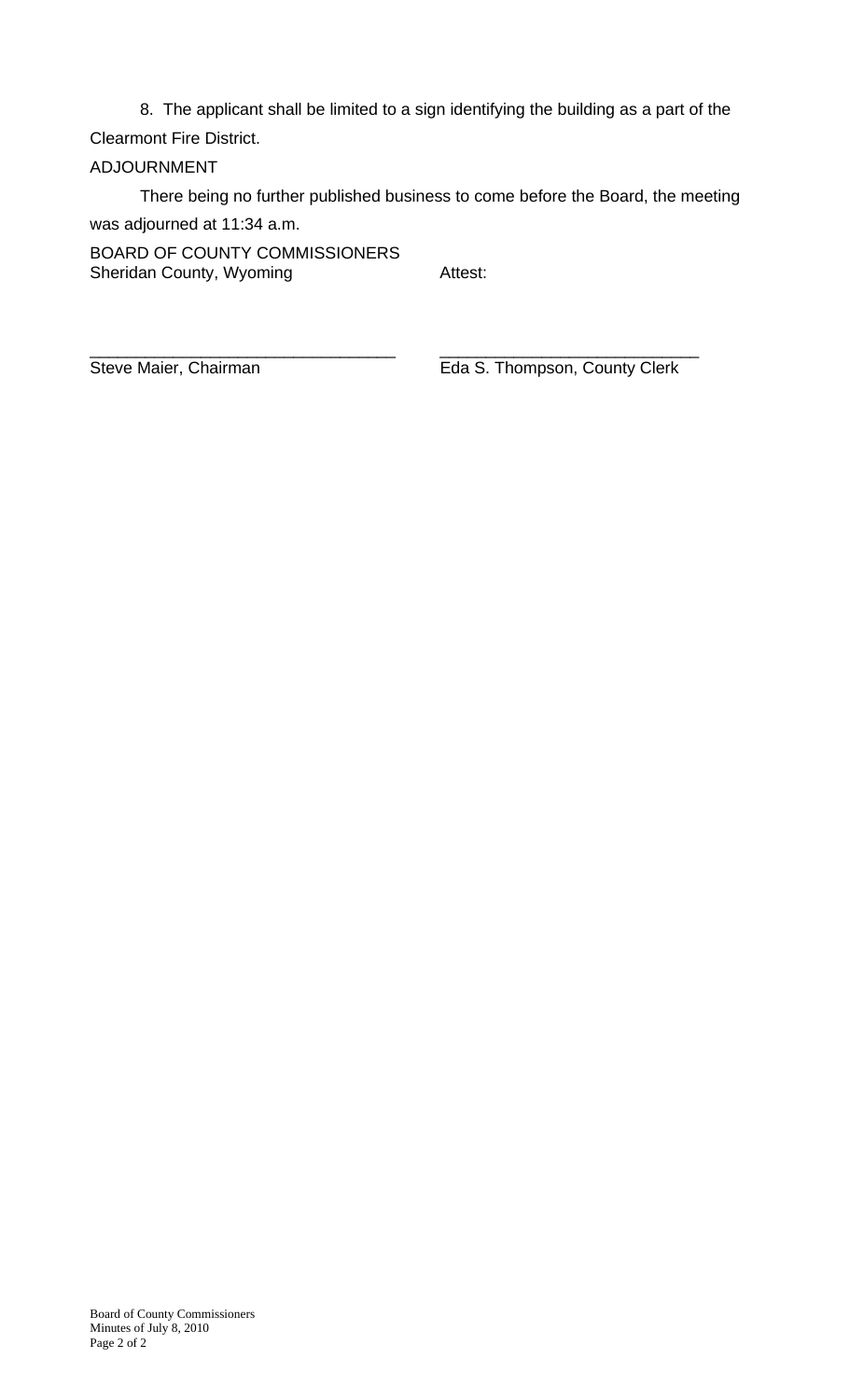8. The applicant shall be limited to a sign identifying the building as a part of the Clearmont Fire District.

ADJOURNMENT

There being no further published business to come before the Board, the meeting was adjourned at 11:34 a.m.

BOARD OF COUNTY COMMISSIONERS
Sheridan County, Wyoming

Attest:

\_\_\_\_\_\_\_\_\_\_\_\_\_\_\_\_\_\_\_\_\_\_\_\_\_\_\_\_\_\_\_\_\_\_
Steve Maier, Chairman

\_\_\_\_\_\_\_\_\_\_\_\_\_\_\_\_\_\_\_\_\_\_\_\_\_\_\_\_\_\_
Eda S. Thompson, County Clerk